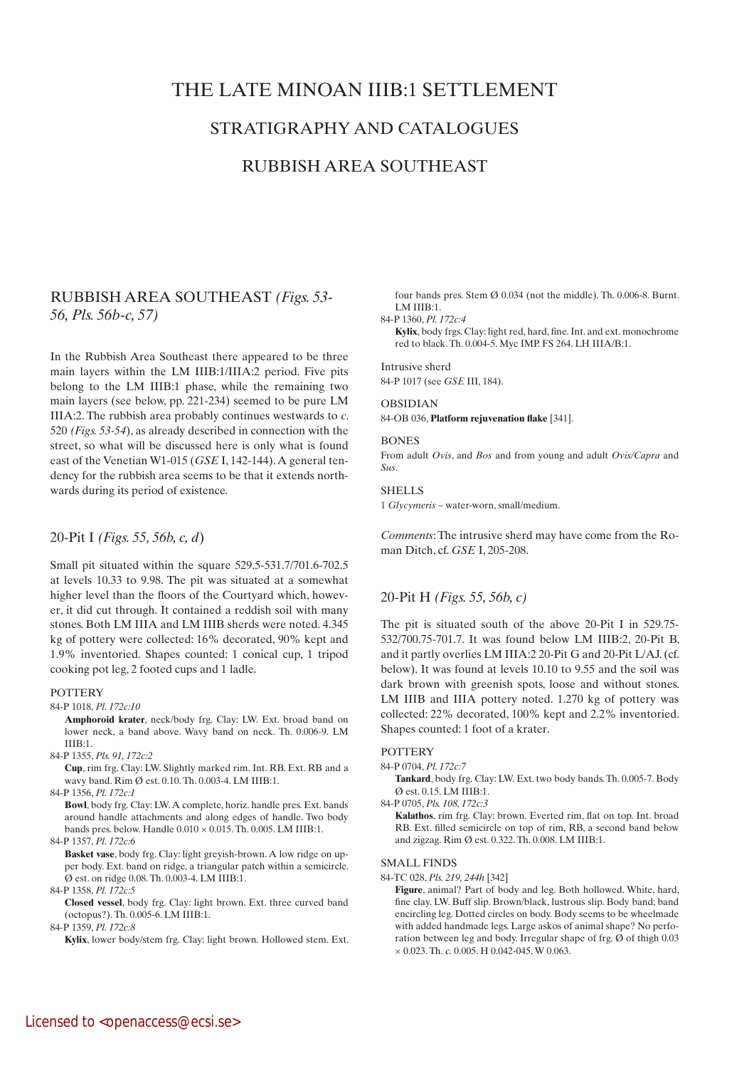# THE LATE MINOAN IIIB:1 SETTLEMENT

## STRATIGRAPHY AND CATALOGUES

## RUBBISH AREA SOUTHEAST

## RUBBISH AREA SOUTHEAST *(Figs. 53-56, Pls. 56b-c, 57)*

In the Rubbish Area Southeast there appeared to be three main layers within the LM IIIB:1/IIIA:2 period. Five pits belong to the LM IIIB:1 phase, while the remaining two main layers (see below, pp. 221-234) seemed to be pure LM IIIA:2. The rubbish area probably continues westwards to *c*. 520 *(Figs. 53-54*), as already described in connection with the street, so what will be discussed here is only what is found east of the Venetian W1-015 (*GSE* I, 142-144). A general tendency for the rubbish area seems to be that it extends northwards during its period of existence.

### 20-Pit I *(Figs. 55, 56b, c, d*)

Small pit situated within the square 529.5-531.7/701.6-702.5 at levels 10.33 to 9.98. The pit was situated at a somewhat higher level than the floors of the Courtyard which, however, it did cut through. It contained a reddish soil with many stones. Both LM IIIA and LM IIIB sherds were noted. 4.345 kg of pottery were collected: 16% decorated, 90% kept and 1.9% inventoried. Shapes counted: 1 conical cup, 1 tripod cooking pot leg, 2 footed cups and 1 ladle.

POTTERY

84-P 1018, *Pl. 172c:10*
**Amphoroid krater**, neck/body frg. Clay: LW. Ext. broad band on lower neck, a band above. Wavy band on neck. Th. 0.006-9. LM IIIB:1.

84-P 1355, *Pls. 91, 172c:2*
**Cup**, rim frg. Clay: LW. Slightly marked rim. Int. RB. Ext. RB and a wavy band. Rim Ø est. 0.10. Th. 0.003-4. LM IIIB:1.

84-P 1356, *Pl. 172c:1*
**Bowl**, body frg. Clay: LW. A complete, horiz. handle pres. Ext. bands around handle attachments and along edges of handle. Two body bands pres. below. Handle 0.010 × 0.015. Th. 0.005. LM IIIB:1.

84-P 1357, *Pl. 172c:6*
**Basket vase**, body frg. Clay: light greyish-brown. A low ridge on upper body. Ext. band on ridge, a triangular patch within a semicircle. Ø est. on ridge 0.08. Th. 0.003-4. LM IIIB:1.

84-P 1358, *Pl. 172c:5*
**Closed vessel**, body frg. Clay: light brown. Ext. three curved band (octopus?). Th. 0.005-6. LM IIIB:1.

84-P 1359, *Pl. 172c:8*
**Kylix**, lower body/stem frg. Clay: light brown. Hollowed stem. Ext. four bands pres. Stem Ø 0.034 (not the middle). Th. 0.006-8. Burnt. LM IIIB:1.

84-P 1360, *Pl. 172c:4*
**Kylix**, body frgs. Clay: light red, hard, fine. Int. and ext. monochrome red to black. Th. 0.004-5. Myc IMP. FS 264. LH IIIA/B:1.

Intrusive sherd
84-P 1017 (see *GSE* III, 184).

OBSIDIAN
84-OB 036, **Platform rejuvenation flake** [341].

BONES
From adult *Ovis*, and *Bos* and from young and adult *Ovis/Capra* and *Sus*.

SHELLS
1 *Glycymeris* – water-worn, small/medium.

*Comments*: The intrusive sherd may have come from the Roman Ditch, cf. *GSE* I, 205-208.

### 20-Pit H *(Figs. 55, 56b, c)*

The pit is situated south of the above 20-Pit I in 529.75-532/700.75-701.7. It was found below LM IIIB:2, 20-Pit B, and it partly overlies LM IIIA:2 20-Pit G and 20-Pit L/AJ. (cf. below). It was found at levels 10.10 to 9.55 and the soil was dark brown with greenish spots, loose and without stones. LM IIIB and IIIA pottery noted. 1.270 kg of pottery was collected: 22% decorated, 100% kept and 2.2% inventoried. Shapes counted: 1 foot of a krater.

POTTERY

84-P 0704, *Pl. 172c:7*
**Tankard**, body frg. Clay: LW. Ext. two body bands. Th. 0.005-7. Body Ø est. 0.15. LM IIIB:1.

84-P 0705, *Pls. 108, 172c:3*
**Kalathos**, rim frg. Clay: brown. Everted rim, flat on top. Int. broad RB. Ext. filled semicircle on top of rim, RB, a second band below and zigzag. Rim Ø est. 0.322. Th. 0.008. LM IIIB:1.

SMALL FINDS

84-TC 028, *Pls. 219, 244h* [342]
**Figure**, animal? Part of body and leg. Both hollowed. White, hard, fine clay. LW. Buff slip. Brown/black, lustrous slip. Body band; band encircling leg. Dotted circles on body. Body seems to be wheelmade with added handmade legs. Large askos of animal shape? No perforation between leg and body. Irregular shape of frg. Ø of thigh 0.03 × 0.023. Th. *c.* 0.005. H 0.042-045. W 0.063.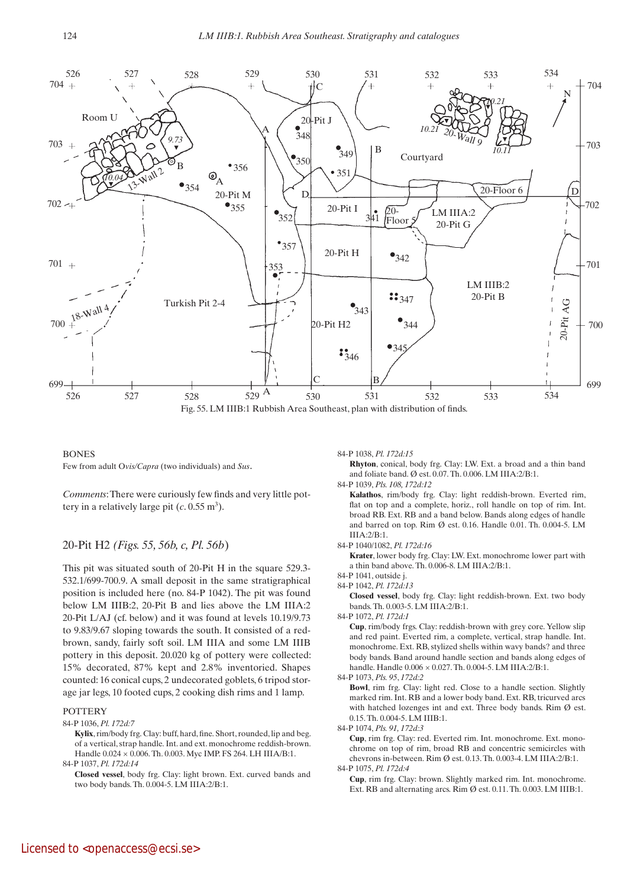Fig. 55. LM IIIB:1 Rubbish Area Southeast, plan with distribution of finds.

BONES

Few from adult O*vis/Capra* (two individuals) and *Sus*.

*Comments*: There were curiously few finds and very little pottery in a relatively large pit (*c.* 0.55 m$^3$).

## 20-Pit H2 *(Figs. 55, 56b, c, Pl. 56b)*

This pit was situated south of 20-Pit H in the square 529.3-532.1/699-700.9. A small deposit in the same stratigraphical position is included here (no. 84-P 1042). The pit was found below LM IIIB:2, 20-Pit B and lies above the LM IIIA:2 20-Pit L/AJ (cf. below) and it was found at levels 10.19/9.73 to 9.83/9.67 sloping towards the south. It consisted of a red-brown, sandy, fairly soft soil. LM IIIA and some LM IIIB pottery in this deposit. 20.020 kg of pottery were collected: 15% decorated, 87% kept and 2.8% inventoried. Shapes counted: 16 conical cups, 2 undecorated goblets, 6 tripod storage jar legs, 10 footed cups, 2 cooking dish rims and 1 lamp.

POTTERY

84-P 1036, *Pl. 172d:7*
**Kylix**, rim/body frg. Clay: buff, hard, fine. Short, rounded, lip and beg. of a vertical, strap handle. Int. and ext. monochrome reddish-brown. Handle 0.024 × 0.006. Th. 0.003. Myc IMP. FS 264. LH IIIA/B:1.

84-P 1037, *Pl. 172d:14*
**Closed vessel**, body frg. Clay: light brown. Ext. curved bands and two body bands. Th. 0.004-5. LM IIIA:2/B:1.

84-P 1038, *Pl. 172d:15*
**Rhyton**, conical, body frg. Clay: LW. Ext. a broad and a thin band and foliate band. Ø est. 0.07. Th. 0.006. LM IIIA:2/B:1.

84-P 1039, *Pls. 108, 172d:12*
**Kalathos**, rim/body frg. Clay: light reddish-brown. Everted rim, flat on top and a complete, horiz., roll handle on top of rim. Int. broad RB. Ext. RB and a band below. Bands along edges of handle and barred on top. Rim Ø est. 0.16. Handle 0.01. Th. 0.004-5. LM IIIA:2/B:1.

84-P 1040/1082, *Pl. 172d:16*
**Krater**, lower body frg. Clay: LW. Ext. monochrome lower part with a thin band above. Th. 0.006-8. LM IIIA:2/B:1.

84-P 1041, outside j.

84-P 1042, *Pl. 172d:13*
**Closed vessel**, body frg. Clay: light reddish-brown. Ext. two body bands. Th. 0.003-5. LM IIIA:2/B:1.

84-P 1072, *Pl. 172d:1*
**Cup**, rim/body frgs. Clay: reddish-brown with grey core. Yellow slip and red paint. Everted rim, a complete, vertical, strap handle. Int. monochrome. Ext. RB, stylized shells within wavy bands? and three body bands. Band around handle section and bands along edges of handle. Handle 0.006 × 0.027. Th. 0.004-5. LM IIIA:2/B:1.

84-P 1073, *Pls. 95, 172d:2*
**Bowl**, rim frg. Clay: light red. Close to a handle section. Slightly marked rim. Int. RB and a lower body band. Ext. RB, tricurved arcs with hatched lozenges int and ext. Three body bands. Rim Ø est. 0.15. Th. 0.004-5. LM IIIB:1.

84-P 1074, *Pls. 91, 172d:3*
**Cup**, rim frg. Clay: red. Everted rim. Int. monochrome. Ext. monochrome on top of rim, broad RB and concentric semicircles with chevrons in-between. Rim Ø est. 0.13. Th. 0.003-4. LM IIIA:2/B:1.

84-P 1075, *Pl. 172d:4*
**Cup**, rim frg. Clay: brown. Slightly marked rim. Int. monochrome. Ext. RB and alternating arcs. Rim Ø est. 0.11. Th. 0.003. LM IIIB:1.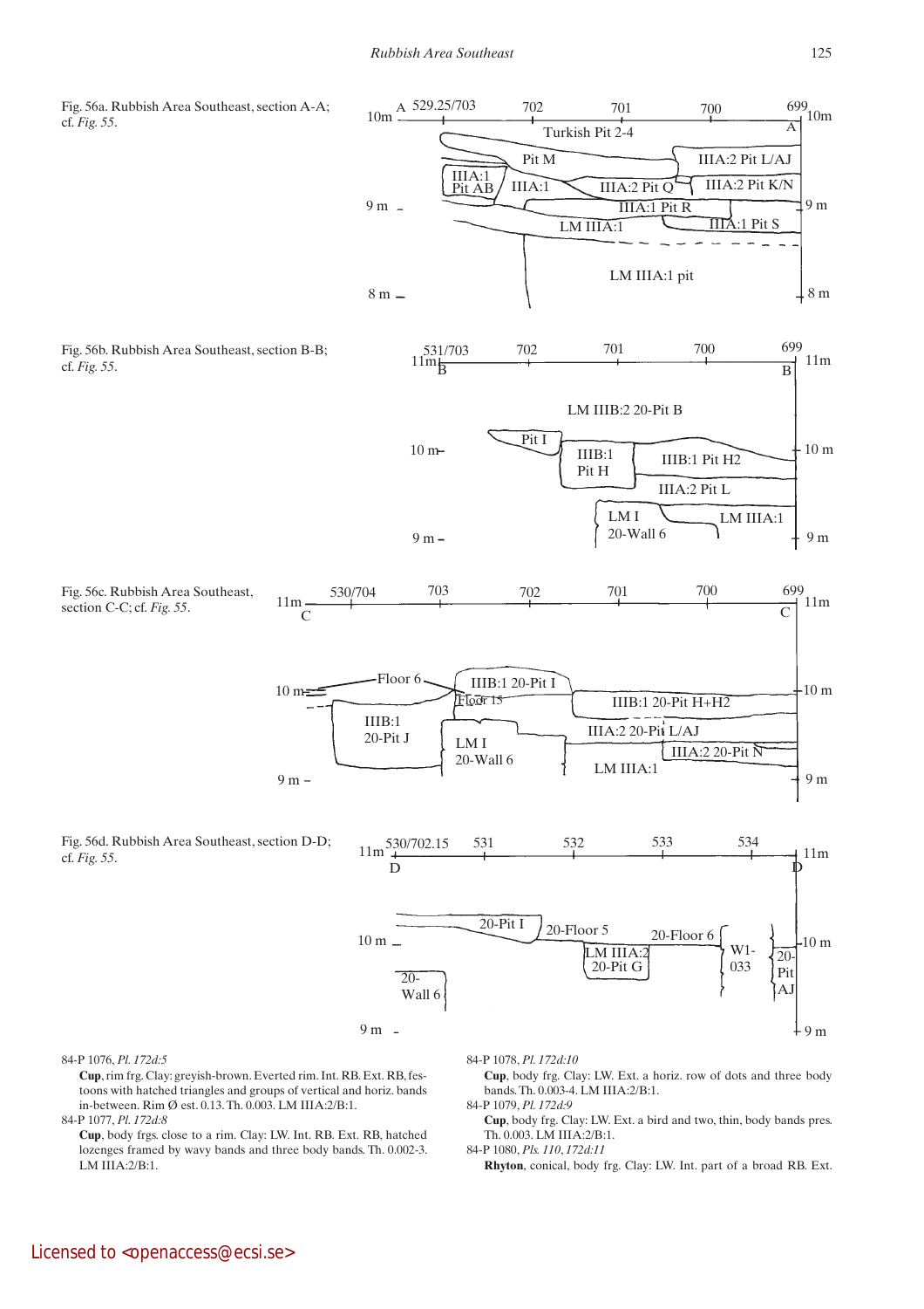Fig. 56a. Rubbish Area Southeast, section A-A; cf. *Fig. 55*.

Fig. 56b. Rubbish Area Southeast, section B-B; cf. *Fig. 55*.

Fig. 56c. Rubbish Area Southeast, section C-C; cf. *Fig. 55*.

Fig. 56d. Rubbish Area Southeast, section D-D; cf. *Fig. 55*.

84-P 1076, *Pl. 172d:5*

**Cup**, rim frg. Clay: greyish-brown. Everted rim. Int. RB. Ext. RB, festoons with hatched triangles and groups of vertical and horiz. bands in-between. Rim Ø est. 0.13. Th. 0.003. LM IIIA:2/B:1.

84-P 1077, *Pl. 172d:8*

**Cup**, body frgs. close to a rim. Clay: LW. Int. RB. Ext. RB, hatched lozenges framed by wavy bands and three body bands. Th. 0.002-3. LM IIIA:2/B:1.

84-P 1078, *Pl. 172d:10*

**Cup**, body frg. Clay: LW. Ext. a horiz. row of dots and three body bands. Th. 0.003-4. LM IIIA:2/B:1.

84-P 1079, *Pl. 172d:9*

**Cup**, body frg. Clay: LW. Ext. a bird and two, thin, body bands pres. Th. 0.003. LM IIIA:2/B:1.

84-P 1080, *Pls. 110, 172d:11*

**Rhyton**, conical, body frg. Clay: LW. Int. part of a broad RB. Ext.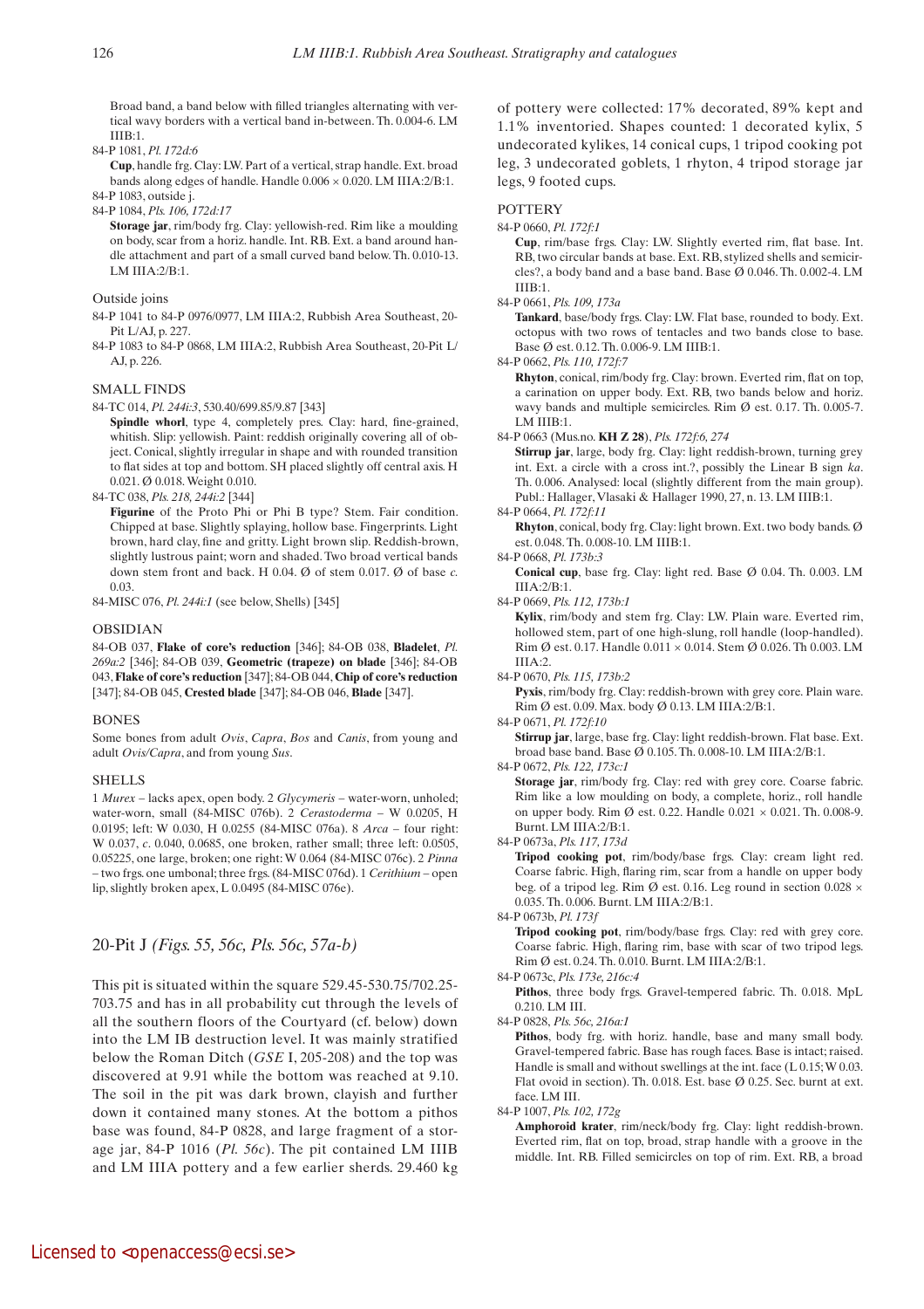Broad band, a band below with filled triangles alternating with vertical wavy borders with a vertical band in-between. Th. 0.004-6. LM IIIB:1.

84-P 1081, *Pl. 172d:6*

**Cup**, handle frg. Clay: LW. Part of a vertical, strap handle. Ext. broad bands along edges of handle. Handle 0.006 × 0.020. LM IIIA:2/B:1.

84-P 1083, outside j.

84-P 1084, *Pls. 106, 172d:17*

**Storage jar**, rim/body frg. Clay: yellowish-red. Rim like a moulding on body, scar from a horiz. handle. Int. RB. Ext. a band around handle attachment and part of a small curved band below. Th. 0.010-13. LM IIIA:2/B:1.

### Outside joins

84-P 1041 to 84-P 0976/0977, LM IIIA:2, Rubbish Area Southeast, 20-Pit L/AJ, p. 227.

84-P 1083 to 84-P 0868, LM IIIA:2, Rubbish Area Southeast, 20-Pit L/AJ, p. 226.

### SMALL FINDS

84-TC 014, *Pl. 244i:3*, 530.40/699.85/9.87 [343]

**Spindle whorl**, type 4, completely pres. Clay: hard, fine-grained, whitish. Slip: yellowish. Paint: reddish originally covering all of object. Conical, slightly irregular in shape and with rounded transition to flat sides at top and bottom. SH placed slightly off central axis. H 0.021. Ø 0.018. Weight 0.010.

84-TC 038, *Pls. 218, 244i:2* [344]

**Figurine** of the Proto Phi or Phi B type? Stem. Fair condition. Chipped at base. Slightly splaying, hollow base. Fingerprints. Light brown, hard clay, fine and gritty. Light brown slip. Reddish-brown, slightly lustrous paint; worn and shaded. Two broad vertical bands down stem front and back. H 0.04. Ø of stem 0.017. Ø of base *c.* 0.03.

84-MISC 076, *Pl. 244i:1* (see below, Shells) [345]

### OBSIDIAN

84-OB 037, **Flake of core's reduction** [346]; 84-OB 038, **Bladelet**, *Pl. 269a:2* [346]; 84-OB 039, **Geometric (trapeze) on blade** [346]; 84-OB 043, **Flake of core's reduction** [347]; 84-OB 044, **Chip of core's reduction** [347]; 84-OB 045, **Crested blade** [347]; 84-OB 046, **Blade** [347].

### BONES

Some bones from adult *Ovis*, *Capra*, *Bos* and *Canis*, from young and adult *Ovis/Capra*, and from young *Sus*.

### SHELLS

1 *Murex* – lacks apex, open body. 2 *Glycymeris* – water-worn, unholed; water-worn, small (84-MISC 076b). 2 *Cerastoderma* – W 0.0205, H 0.0195; left: W 0.030, H 0.0255 (84-MISC 076a). 8 *Arca* – four right: W 0.037, *c.* 0.040, 0.0685, one broken, rather small; three left: 0.0505, 0.05225, one large, broken; one right: W 0.064 (84-MISC 076c). 2 *Pinna* – two frgs. one umbonal; three frgs. (84-MISC 076d). 1 *Cerithium* – open lip, slightly broken apex, L 0.0495 (84-MISC 076e).

## 20-Pit J *(Figs. 55, 56c, Pls. 56c, 57a-b)*

This pit is situated within the square 529.45-530.75/702.25-703.75 and has in all probability cut through the levels of all the southern floors of the Courtyard (cf. below) down into the LM IB destruction level. It was mainly stratified below the Roman Ditch (*GSE* I, 205-208) and the top was discovered at 9.91 while the bottom was reached at 9.10. The soil in the pit was dark brown, clayish and further down it contained many stones. At the bottom a pithos base was found, 84-P 0828, and large fragment of a storage jar, 84-P 1016 (*Pl. 56c*). The pit contained LM IIIB and LM IIIA pottery and a few earlier sherds. 29.460 kg of pottery were collected: 17% decorated, 89% kept and 1.1% inventoried. Shapes counted: 1 decorated kylix, 5 undecorated kylikes, 14 conical cups, 1 tripod cooking pot leg, 3 undecorated goblets, 1 rhyton, 4 tripod storage jar legs, 9 footed cups.

### POTTERY

84-P 0660, *Pl. 172f:1*

**Cup**, rim/base frgs. Clay: LW. Slightly everted rim, flat base. Int. RB, two circular bands at base. Ext. RB, stylized shells and semicircles?, a body band and a base band. Base Ø 0.046. Th. 0.002-4. LM IIIB:1.

84-P 0661, *Pls. 109, 173a*

**Tankard**, base/body frgs. Clay: LW. Flat base, rounded to body. Ext. octopus with two rows of tentacles and two bands close to base. Base Ø est. 0.12. Th. 0.006-9. LM IIIB:1.

84-P 0662, *Pls. 110, 172f:7*

**Rhyton**, conical, rim/body frg. Clay: brown. Everted rim, flat on top, a carination on upper body. Ext. RB, two bands below and horiz. wavy bands and multiple semicircles. Rim Ø est. 0.17. Th. 0.005-7. LM IIIB:1.

84-P 0663 (Mus.no. **KH Z 28**), *Pls. 172f:6, 274*

**Stirrup jar**, large, body frg. Clay: light reddish-brown, turning grey int. Ext. a circle with a cross int.?, possibly the Linear B sign *ka*. Th. 0.006. Analysed: local (slightly different from the main group). Publ.: Hallager, Vlasaki & Hallager 1990, 27, n. 13. LM IIIB:1.

84-P 0664, *Pl. 172f:11*

**Rhyton**, conical, body frg. Clay: light brown. Ext. two body bands. Ø est. 0.048. Th. 0.008-10. LM IIIB:1.

84-P 0668, *Pl. 173b:3*

**Conical cup**, base frg. Clay: light red. Base Ø 0.04. Th. 0.003. LM IIIA:2/B:1.

84-P 0669, *Pls. 112, 173b:1*

**Kylix**, rim/body and stem frg. Clay: LW. Plain ware. Everted rim, hollowed stem, part of one high-slung, roll handle (loop-handled). Rim Ø est. 0.17. Handle 0.011 × 0.014. Stem Ø 0.026. Th 0.003. LM IIIA:2.

84-P 0670, *Pls. 115, 173b:2*

**Pyxis**, rim/body frg. Clay: reddish-brown with grey core. Plain ware. Rim Ø est. 0.09. Max. body Ø 0.13. LM IIIA:2/B:1.

84-P 0671, *Pl. 172f:10*

**Stirrup jar**, large, base frg. Clay: light reddish-brown. Flat base. Ext. broad base band. Base Ø 0.105. Th. 0.008-10. LM IIIA:2/B:1.

84-P 0672, *Pls. 122, 173c:1*

**Storage jar**, rim/body frg. Clay: red with grey core. Coarse fabric. Rim like a low moulding on body, a complete, horiz., roll handle on upper body. Rim Ø est. 0.22. Handle 0.021 × 0.021. Th. 0.008-9. Burnt. LM IIIA:2/B:1.

84-P 0673a, *Pls. 117, 173d*

**Tripod cooking pot**, rim/body/base frgs. Clay: cream light red. Coarse fabric. High, flaring rim, scar from a handle on upper body beg. of a tripod leg. Rim Ø est. 0.16. Leg round in section 0.028 × 0.035. Th. 0.006. Burnt. LM IIIA:2/B:1.

84-P 0673b, *Pl. 173f*

**Tripod cooking pot**, rim/body/base frgs. Clay: red with grey core. Coarse fabric. High, flaring rim, base with scar of two tripod legs. Rim Ø est. 0.24. Th. 0.010. Burnt. LM IIIA:2/B:1.

84-P 0673c, *Pls. 173e, 216c:4*

**Pithos**, three body frgs. Gravel-tempered fabric. Th. 0.018. MpL 0.210. LM III.

84-P 0828, *Pls. 56c, 216a:1*

**Pithos**, body frg. with horiz. handle, base and many small body. Gravel-tempered fabric. Base has rough faces. Base is intact; raised. Handle is small and without swellings at the int. face (L 0.15; W 0.03. Flat ovoid in section). Th. 0.018. Est. base Ø 0.25. Sec. burnt at ext. face. LM III.

84-P 1007, *Pls. 102, 172g*

**Amphoroid krater**, rim/neck/body frg. Clay: light reddish-brown. Everted rim, flat on top, broad, strap handle with a groove in the middle. Int. RB. Filled semicircles on top of rim. Ext. RB, a broad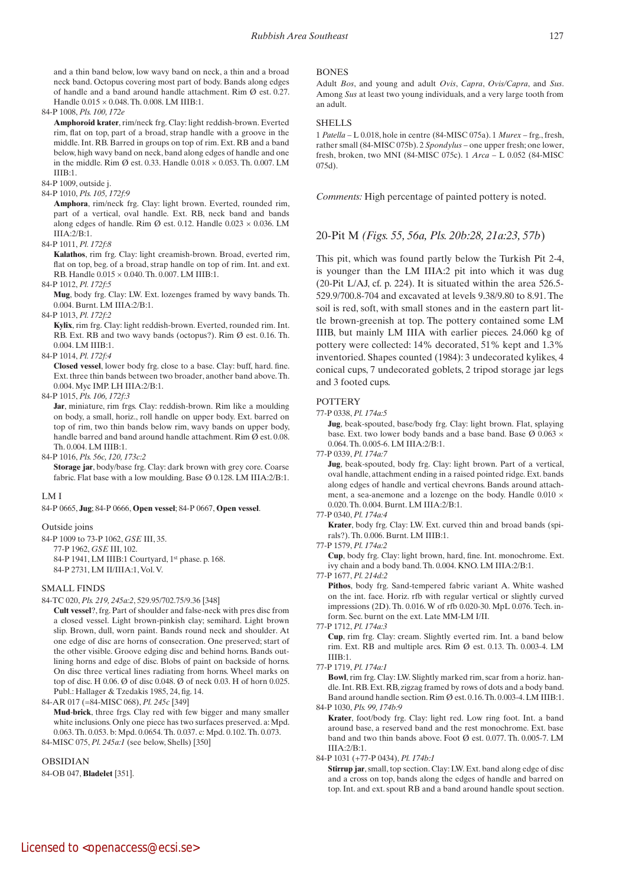and a thin band below, low wavy band on neck, a thin and a broad neck band. Octopus covering most part of body. Bands along edges of handle and a band around handle attachment. Rim Ø est. 0.27. Handle 0.015 × 0.048. Th. 0.008. LM IIIB:1.

84-P 1008, *Pls. 100, 172e*

**Amphoroid krater**, rim/neck frg. Clay: light reddish-brown. Everted rim, flat on top, part of a broad, strap handle with a groove in the middle. Int. RB. Barred in groups on top of rim. Ext. RB and a band below, high wavy band on neck, band along edges of handle and one in the middle. Rim Ø est. 0.33. Handle 0.018 × 0.053. Th. 0.007. LM IIIB:1.

84-P 1009, outside j.

84-P 1010, *Pls. 105, 172f:9*

**Amphora**, rim/neck frg. Clay: light brown. Everted, rounded rim, part of a vertical, oval handle. Ext. RB, neck band and bands along edges of handle. Rim Ø est. 0.12. Handle 0.023 × 0.036. LM IIIA:2/B:1.

84-P 1011, *Pl. 172f:8*

**Kalathos**, rim frg. Clay: light creamish-brown. Broad, everted rim, flat on top, beg. of a broad, strap handle on top of rim. Int. and ext. RB. Handle 0.015 × 0.040. Th. 0.007. LM IIIB:1.

84-P 1012, *Pl. 172f:5*

**Mug**, body frg. Clay: LW. Ext. lozenges framed by wavy bands. Th. 0.004. Burnt. LM IIIA:2/B:1.

84-P 1013, *Pl. 172f:2*

**Kylix**, rim frg. Clay: light reddish-brown. Everted, rounded rim. Int. RB. Ext. RB and two wavy bands (octopus?). Rim Ø est. 0.16. Th. 0.004. LM IIIB:1.

84-P 1014, *Pl. 172f:4*

**Closed vessel**, lower body frg. close to a base. Clay: buff, hard. fine. Ext. three thin bands between two broader, another band above. Th. 0.004. Myc IMP. LH IIIA:2/B:1.

84-P 1015, *Pls. 106, 172f:3*

**Jar**, miniature, rim frgs. Clay: reddish-brown. Rim like a moulding on body, a small, horiz., roll handle on upper body. Ext. barred on top of rim, two thin bands below rim, wavy bands on upper body, handle barred and band around handle attachment. Rim Ø est. 0.08. Th. 0.004. LM IIIB:1.

84-P 1016, *Pls. 56c, 120, 173c:2*

**Storage jar**, body/base frg. Clay: dark brown with grey core. Coarse fabric. Flat base with a low moulding. Base Ø 0.128. LM IIIA:2/B:1.

### LM I

84-P 0665, **Jug**; 84-P 0666, **Open vessel**; 84-P 0667, **Open vessel**.

### Outside joins

84-P 1009 to 73-P 1062, *GSE* III, 35.
77-P 1962, *GSE* III, 102.
84-P 1941, LM IIIB:1 Courtyard, 1st phase. p. 168.
84-P 2731, LM II/IIIA:1, Vol. V.

### SMALL FINDS

84-TC 020, *Pls. 219, 245a:2*, 529.95/702.75/9.36 [348]

**Cult vessel**?, frg. Part of shoulder and false-neck with pres disc from a closed vessel. Light brown-pinkish clay; semihard. Light brown slip. Brown, dull, worn paint. Bands round neck and shoulder. At one edge of disc are horns of consecration. One preserved; start of the other visible. Groove edging disc and behind horns. Bands outlining horns and edge of disc. Blobs of paint on backside of horns. On disc three vertical lines radiating from horns. Wheel marks on top of disc. H 0.06. Ø of disc 0.048. Ø of neck 0.03. H of horn 0.025. Publ.: Hallager & Tzedakis 1985, 24, fig. 14.

84-AR 017 (=84-MISC 068), *Pl. 245c* [349]

**Mud-brick**, three frgs. Clay red with few bigger and many smaller white inclusions. Only one piece has two surfaces preserved. a: Mpd. 0.063. Th. 0.053. b: Mpd. 0.0654. Th. 0.037. c: Mpd. 0.102. Th. 0.073.

84-MISC 075, *Pl. 245a:1* (see below, Shells) [350]

### OBSIDIAN

84-OB 047, **Bladelet** [351].

### BONES

Adult *Bos*, and young and adult *Ovis*, *Capra*, *Ovis/Capra*, and *Sus*. Among *Sus* at least two young individuals, and a very large tooth from an adult.

### SHELLS

1 *Patella* – L 0.018, hole in centre (84-MISC 075a). 1 *Murex* – frg., fresh, rather small (84-MISC 075b). 2 *Spondylus* – one upper fresh; one lower, fresh, broken, two MNI (84-MISC 075c). 1 *Arca* – L 0.052 (84-MISC 075d).

*Comments:* High percentage of painted pottery is noted.

## 20-Pit M *(Figs. 55, 56a, Pls. 20b:28, 21a:23, 57b)*

This pit, which was found partly below the Turkish Pit 2-4, is younger than the LM IIIA:2 pit into which it was dug (20-Pit L/AJ, cf. p. 224). It is situated within the area 526.5-529.9/700.8-704 and excavated at levels 9.38/9.80 to 8.91. The soil is red, soft, with small stones and in the eastern part little brown-greenish at top. The pottery contained some LM IIIB, but mainly LM IIIA with earlier pieces. 24.060 kg of pottery were collected: 14% decorated, 51% kept and 1.3% inventoried. Shapes counted (1984): 3 undecorated kylikes, 4 conical cups, 7 undecorated goblets, 2 tripod storage jar legs and 3 footed cups.

### POTTERY

77-P 0338, *Pl. 174a:5*

**Jug**, beak-spouted, base/body frg. Clay: light brown. Flat, splaying base. Ext. two lower body bands and a base band. Base Ø 0.063 × 0.064. Th. 0.005-6. LM IIIA:2/B:1.

77-P 0339, *Pl. 174a:7*

**Jug**, beak-spouted, body frg. Clay: light brown. Part of a vertical, oval handle, attachment ending in a raised pointed ridge. Ext. bands along edges of handle and vertical chevrons. Bands around attachment, a sea-anemone and a lozenge on the body. Handle 0.010 × 0.020. Th. 0.004. Burnt. LM IIIA:2/B:1.

77-P 0340, *Pl. 174a:4*

**Krater**, body frg. Clay: LW. Ext. curved thin and broad bands (spirals?). Th. 0.006. Burnt. LM IIIB:1.

77-P 1579, *Pl. 174a:2*

**Cup**, body frg. Clay: light brown, hard, fine. Int. monochrome. Ext. ivy chain and a body band. Th. 0.004. KNO. LM IIIA:2/B:1.

77-P 1677, *Pl. 214d:2*

**Pithos**, body frg. Sand-tempered fabric variant A. White washed on the int. face. Horiz. rfb with regular vertical or slightly curved impressions (2D). Th. 0.016. W of rfb 0.020-30. MpL 0.076. Tech. inform. Sec. burnt on the ext. Late MM-LM I/II.

77-P 1712, *Pl. 174a:3*

**Cup**, rim frg. Clay: cream. Slightly everted rim. Int. a band below rim. Ext. RB and multiple arcs. Rim Ø est. 0.13. Th. 0.003-4. LM IIIB:1.

77-P 1719, *Pl. 174a:1*

**Bowl**, rim frg. Clay: LW. Slightly marked rim, scar from a horiz. handle. Int. RB. Ext. RB, zigzag framed by rows of dots and a body band. Band around handle section. Rim Ø est. 0.16. Th. 0.003-4. LM IIIB:1.

84-P 1030, *Pls. 99, 174b:9*

**Krater**, foot/body frg. Clay: light red. Low ring foot. Int. a band around base, a reserved band and the rest monochrome. Ext. base band and two thin bands above. Foot Ø est. 0.077. Th. 0.005-7. LM IIIA:2/B:1.

84-P 1031 (+77-P 0434), *Pl. 174b:1*

**Stirrup jar**, small, top section. Clay: LW. Ext. band along edge of disc and a cross on top, bands along the edges of handle and barred on top. Int. and ext. spout RB and a band around handle spout section.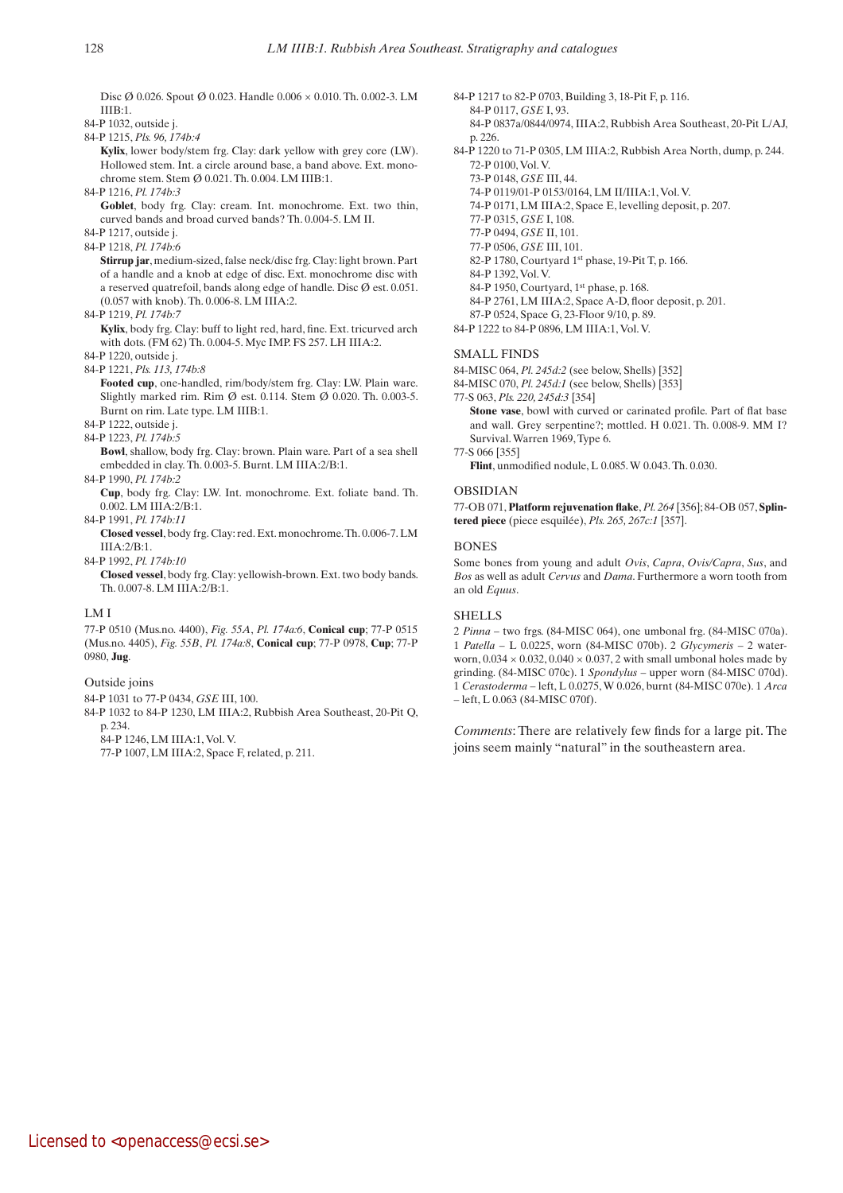Disc Ø 0.026. Spout Ø 0.023. Handle 0.006 × 0.010. Th. 0.002-3. LM IIIB:1.

84-P 1032, outside j.

84-P 1215, *Pls. 96, 174b:4*

**Kylix**, lower body/stem frg. Clay: dark yellow with grey core (LW). Hollowed stem. Int. a circle around base, a band above. Ext. monochrome stem. Stem Ø 0.021. Th. 0.004. LM IIIB:1.

84-P 1216, *Pl. 174b:3*

**Goblet**, body frg. Clay: cream. Int. monochrome. Ext. two thin, curved bands and broad curved bands? Th. 0.004-5. LM II.

84-P 1217, outside j.

84-P 1218, *Pl. 174b:6*

**Stirrup jar**, medium-sized, false neck/disc frg. Clay: light brown. Part of a handle and a knob at edge of disc. Ext. monochrome disc with a reserved quatrefoil, bands along edge of handle. Disc Ø est. 0.051. (0.057 with knob). Th. 0.006-8. LM IIIA:2.

84-P 1219, *Pl. 174b:7*

**Kylix**, body frg. Clay: buff to light red, hard, fine. Ext. tricurved arch with dots. (FM 62) Th. 0.004-5. Myc IMP. FS 257. LH IIIA:2.

84-P 1220, outside j.

84-P 1221, *Pls. 113, 174b:8*

**Footed cup**, one-handled, rim/body/stem frg. Clay: LW. Plain ware. Slightly marked rim. Rim Ø est. 0.114. Stem Ø 0.020. Th. 0.003-5. Burnt on rim. Late type. LM IIIB:1.

84-P 1222, outside j.

84-P 1223, *Pl. 174b:5*

**Bowl**, shallow, body frg. Clay: brown. Plain ware. Part of a sea shell embedded in clay. Th. 0.003-5. Burnt. LM IIIA:2/B:1.

84-P 1990, *Pl. 174b:2*

**Cup**, body frg. Clay: LW. Int. monochrome. Ext. foliate band. Th. 0.002. LM IIIA:2/B:1.

84-P 1991, *Pl. 174b:11*

**Closed vessel**, body frg. Clay: red. Ext. monochrome. Th. 0.006-7. LM IIIA:2/B:1.

84-P 1992, *Pl. 174b:10*

**Closed vessel**, body frg. Clay: yellowish-brown. Ext. two body bands. Th. 0.007-8. LM IIIA:2/B:1.

## LM I

77-P 0510 (Mus.no. 4400), *Fig. 55A*, *Pl. 174a:6*, **Conical cup**; 77-P 0515 (Mus.no. 4405), *Fig. 55B*, *Pl. 174a:8*, **Conical cup**; 77-P 0978, **Cup**; 77-P 0980, **Jug**.

### Outside joins

84-P 1031 to 77-P 0434, *GSE* III, 100.

84-P 1032 to 84-P 1230, LM IIIA:2, Rubbish Area Southeast, 20-Pit Q, p. 234.
84-P 1246, LM IIIA:1, Vol. V.
77-P 1007, LM IIIA:2, Space F, related, p. 211.

84-P 1217 to 82-P 0703, Building 3, 18-Pit F, p. 116.
84-P 0117, *GSE* I, 93.
84-P 0837a/0844/0974, IIIA:2, Rubbish Area Southeast, 20-Pit L/AJ, p. 226.

84-P 1220 to 71-P 0305, LM IIIA:2, Rubbish Area North, dump, p. 244.
72-P 0100, Vol. V.
73-P 0148, *GSE* III, 44.
74-P 0119/01-P 0153/0164, LM II/IIIA:1, Vol. V.
74-P 0171, LM IIIA:2, Space E, levelling deposit, p. 207.
77-P 0315, *GSE* I, 108.
77-P 0494, *GSE* II, 101.
77-P 0506, *GSE* III, 101.
82-P 1780, Courtyard 1st phase, 19-Pit T, p. 166.
84-P 1392, Vol. V.
84-P 1950, Courtyard, 1st phase, p. 168.
84-P 2761, LM IIIA:2, Space A-D, floor deposit, p. 201.
87-P 0524, Space G, 23-Floor 9/10, p. 89.

84-P 1222 to 84-P 0896, LM IIIA:1, Vol. V.

## SMALL FINDS

84-MISC 064, *Pl. 245d:2* (see below, Shells) [352]

84-MISC 070, *Pl. 245d:1* (see below, Shells) [353]

77-S 063, *Pls. 220, 245d:3* [354]

**Stone vase**, bowl with curved or carinated profile. Part of flat base and wall. Grey serpentine?; mottled. H 0.021. Th. 0.008-9. MM I? Survival. Warren 1969, Type 6.

77-S 066 [355]

**Flint**, unmodified nodule, L 0.085. W 0.043. Th. 0.030.

## OBSIDIAN

77-OB 071, **Platform rejuvenation flake**, *Pl. 264* [356]; 84-OB 057, **Splintered piece** (piece esquilée), *Pls. 265, 267c:1* [357].

## BONES

Some bones from young and adult *Ovis*, *Capra*, *Ovis/Capra*, *Sus*, and *Bos* as well as adult *Cervus* and *Dama*. Furthermore a worn tooth from an old *Equus*.

## SHELLS

2 *Pinna* – two frgs. (84-MISC 064), one umbonal frg. (84-MISC 070a). 1 *Patella* – L 0.0225, worn (84-MISC 070b). 2 *Glycymeris* – 2 waterworn, 0.034 × 0.032, 0.040 × 0.037, 2 with small umbonal holes made by grinding. (84-MISC 070c). 1 *Spondylus* – upper worn (84-MISC 070d). 1 *Cerastoderma* – left, L 0.0275, W 0.026, burnt (84-MISC 070e). 1 *Arca* – left, L 0.063 (84-MISC 070f).

*Comments*: There are relatively few finds for a large pit. The joins seem mainly "natural" in the southeastern area.